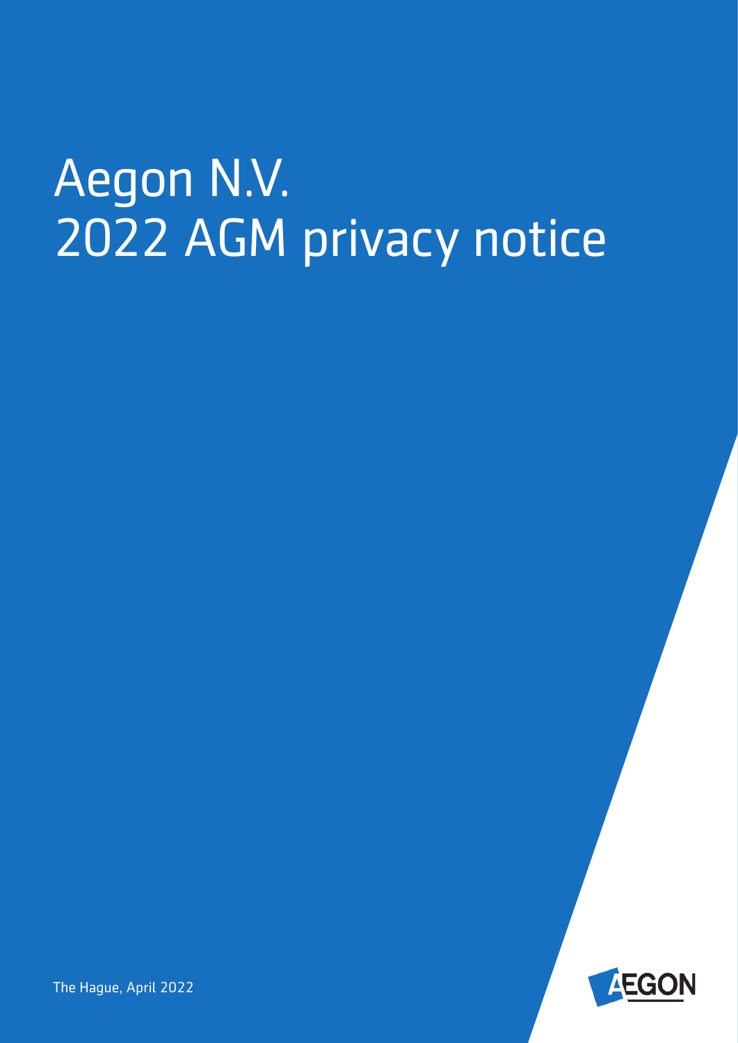# Aegon N.V.
# 2022 AGM privacy notice

The Hague, April 2022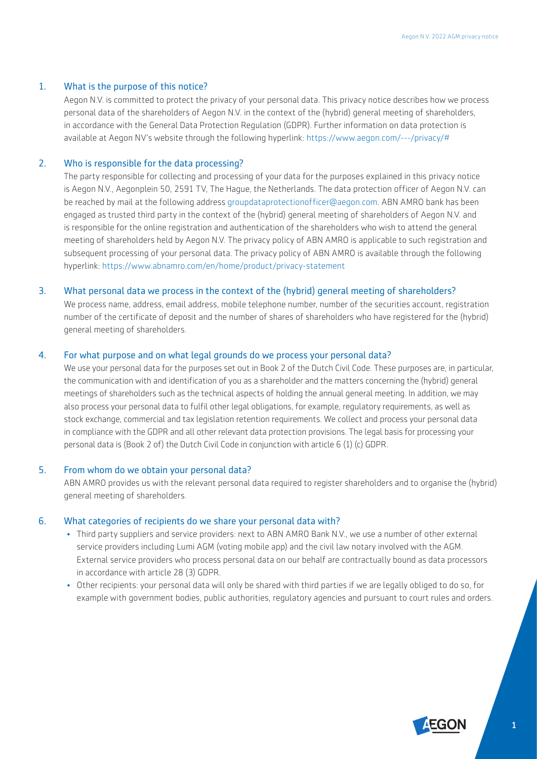## 1. What is the purpose of this notice?

Aegon N.V. is committed to protect the privacy of your personal data. This privacy notice describes how we process personal data of the shareholders of Aegon N.V. in the context of the (hybrid) general meeting of shareholders, in accordance with the General Data Protection Regulation (GDPR). Further information on data protection is available at Aegon NV's website through the following hyperlink: https://www.aegon.com/---/privacy/#

## 2. Who is responsible for the data processing?

The party responsible for collecting and processing of your data for the purposes explained in this privacy notice is Aegon N.V., Aegonplein 50, 2591 TV, The Hague, the Netherlands. The data protection officer of Aegon N.V. can be reached by mail at the following address groupdataprotectionofficer@aegon.com. ABN AMRO bank has been engaged as trusted third party in the context of the (hybrid) general meeting of shareholders of Aegon N.V. and is responsible for the online registration and authentication of the shareholders who wish to attend the general meeting of shareholders held by Aegon N.V. The privacy policy of ABN AMRO is applicable to such registration and subsequent processing of your personal data. The privacy policy of ABN AMRO is available through the following hyperlink: https://www.abnamro.com/en/home/product/privacy-statement

## 3. What personal data we process in the context of the (hybrid) general meeting of shareholders?

We process name, address, email address, mobile telephone number, number of the securities account, registration number of the certificate of deposit and the number of shares of shareholders who have registered for the (hybrid) general meeting of shareholders.

## 4. For what purpose and on what legal grounds do we process your personal data?

We use your personal data for the purposes set out in Book 2 of the Dutch Civil Code. These purposes are, in particular, the communication with and identification of you as a shareholder and the matters concerning the (hybrid) general meetings of shareholders such as the technical aspects of holding the annual general meeting. In addition, we may also process your personal data to fulfil other legal obligations, for example, regulatory requirements, as well as stock exchange, commercial and tax legislation retention requirements. We collect and process your personal data in compliance with the GDPR and all other relevant data protection provisions. The legal basis for processing your personal data is (Book 2 of) the Dutch Civil Code in conjunction with article 6 (1) (c) GDPR.

## 5. From whom do we obtain your personal data?

ABN AMRO provides us with the relevant personal data required to register shareholders and to organise the (hybrid) general meeting of shareholders.

## 6. What categories of recipients do we share your personal data with?

- Third party suppliers and service providers: next to ABN AMRO Bank N.V., we use a number of other external service providers including Lumi AGM (voting mobile app) and the civil law notary involved with the AGM. External service providers who process personal data on our behalf are contractually bound as data processors in accordance with article 28 (3) GDPR.
- Other recipients: your personal data will only be shared with third parties if we are legally obliged to do so, for example with government bodies, public authorities, regulatory agencies and pursuant to court rules and orders.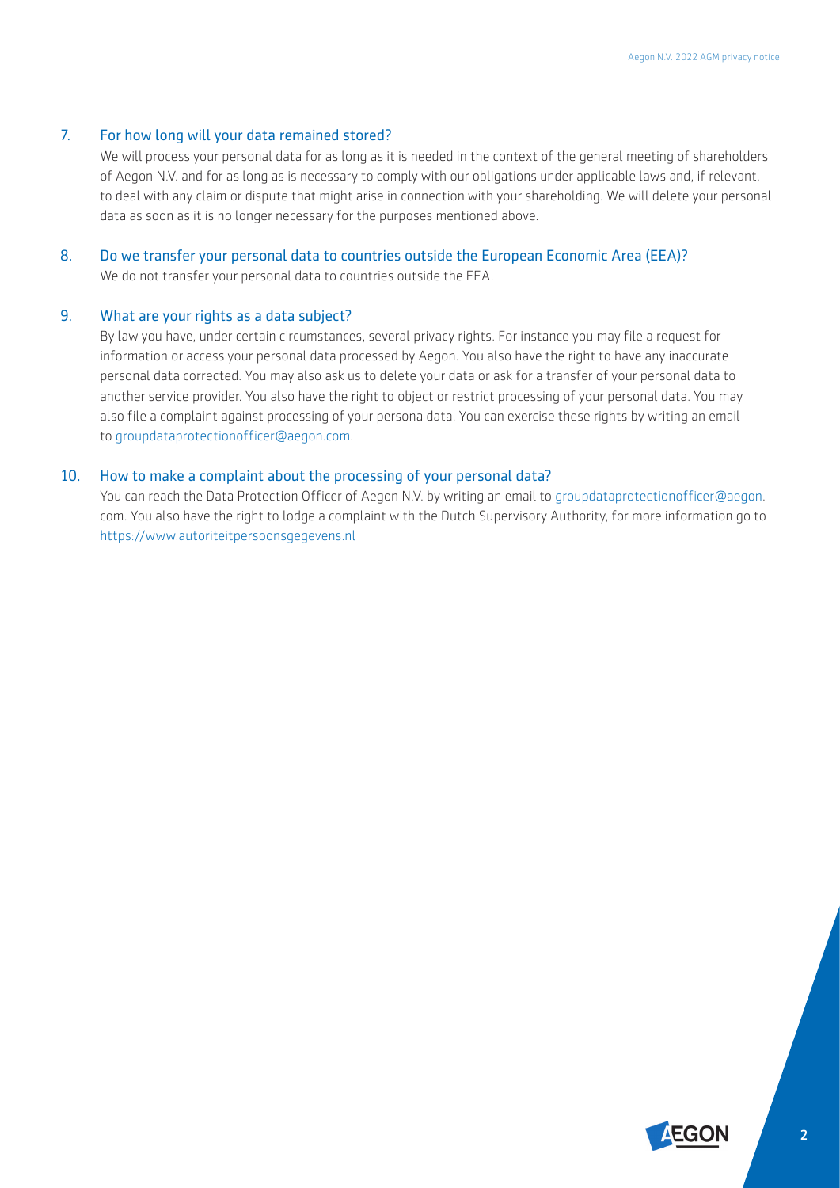## 7. For how long will your data remained stored?

We will process your personal data for as long as it is needed in the context of the general meeting of shareholders of Aegon N.V. and for as long as is necessary to comply with our obligations under applicable laws and, if relevant, to deal with any claim or dispute that might arise in connection with your shareholding. We will delete your personal data as soon as it is no longer necessary for the purposes mentioned above.

## 8. Do we transfer your personal data to countries outside the European Economic Area (EEA)?

We do not transfer your personal data to countries outside the EEA.

## 9. What are your rights as a data subject?

By law you have, under certain circumstances, several privacy rights. For instance you may file a request for information or access your personal data processed by Aegon. You also have the right to have any inaccurate personal data corrected. You may also ask us to delete your data or ask for a transfer of your personal data to another service provider. You also have the right to object or restrict processing of your personal data. You may also file a complaint against processing of your persona data. You can exercise these rights by writing an email to groupdataprotectionofficer@aegon.com.

## 10. How to make a complaint about the processing of your personal data?

You can reach the Data Protection Officer of Aegon N.V. by writing an email to groupdataprotectionofficer@aegon.com. You also have the right to lodge a complaint with the Dutch Supervisory Authority, for more information go to https://www.autoriteitpersoonsgegevens.nl